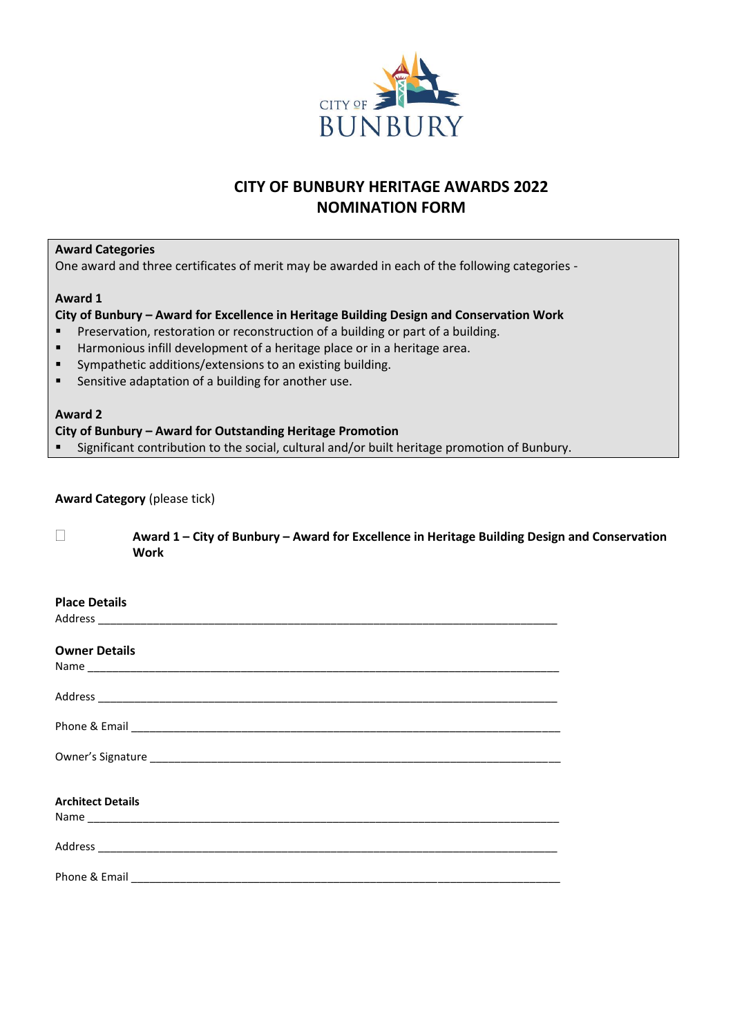# CITY OF BUNBURY HERITAGE AWARDS 2022
# NOMINATION FORM

**Award Categories**

One award and three certificates of merit may be awarded in each of the following categories -

**Award 1**

**City of Bunbury – Award for Excellence in Heritage Building Design and Conservation Work**

- Preservation, restoration or reconstruction of a building or part of a building.
- Harmonious infill development of a heritage place or in a heritage area.
- Sympathetic additions/extensions to an existing building.
- Sensitive adaptation of a building for another use.

**Award 2**

**City of Bunbury – Award for Outstanding Heritage Promotion**

- Significant contribution to the social, cultural and/or built heritage promotion of Bunbury.

**Award Category** (please tick)

☐ **Award 1 – City of Bunbury – Award for Excellence in Heritage Building Design and Conservation Work**

**Place Details**

Address ______________________________________________________________________________

**Owner Details**

Name ________________________________________________________________________________

Address ______________________________________________________________________________

Phone & Email _________________________________________________________________________

Owner's Signature ______________________________________________________________________

**Architect Details**

Name ________________________________________________________________________________

Address ______________________________________________________________________________

Phone & Email _________________________________________________________________________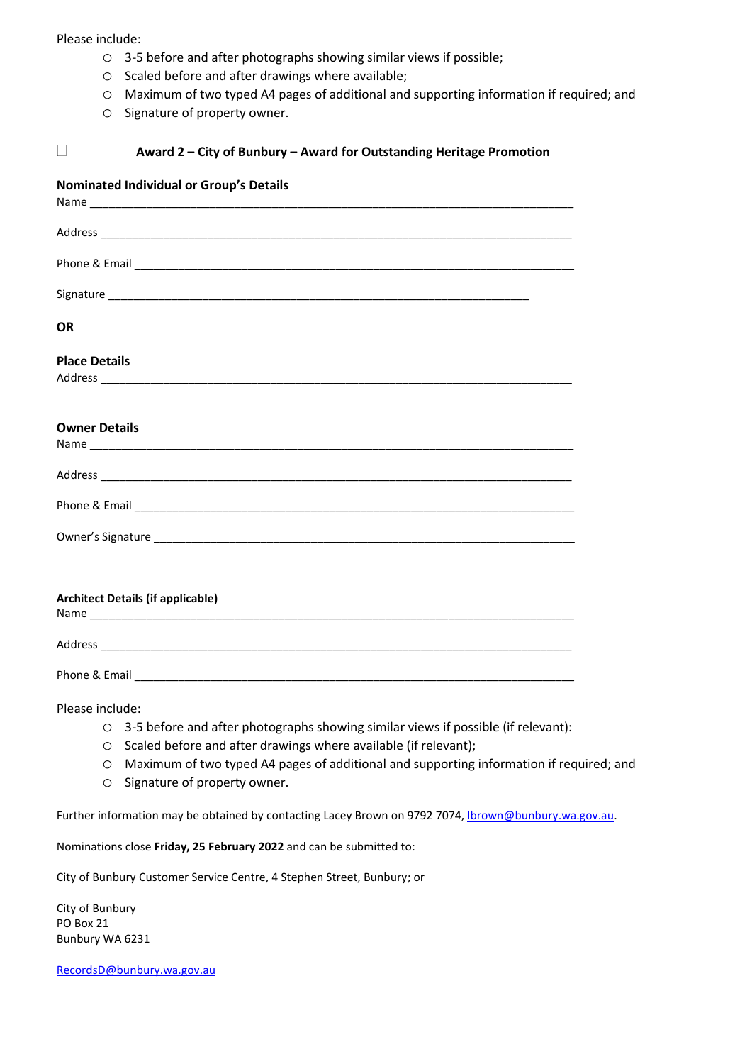Please include:

- 3-5 before and after photographs showing similar views if possible;
- Scaled before and after drawings where available;
- Maximum of two typed A4 pages of additional and supporting information if required; and
- Signature of property owner.

☐ **Award 2 – City of Bunbury – Award for Outstanding Heritage Promotion**

**Nominated Individual or Group's Details**

Name \_\_\_\_\_\_\_\_\_\_\_\_\_\_\_\_\_\_\_\_\_\_\_\_\_\_\_\_\_\_\_\_\_\_\_\_\_\_\_\_\_\_\_\_\_\_\_\_\_\_\_\_\_\_\_\_\_\_\_\_\_\_\_\_\_\_\_\_

Address \_\_\_\_\_\_\_\_\_\_\_\_\_\_\_\_\_\_\_\_\_\_\_\_\_\_\_\_\_\_\_\_\_\_\_\_\_\_\_\_\_\_\_\_\_\_\_\_\_\_\_\_\_\_\_\_\_\_\_\_\_\_\_\_\_\_

Phone & Email \_\_\_\_\_\_\_\_\_\_\_\_\_\_\_\_\_\_\_\_\_\_\_\_\_\_\_\_\_\_\_\_\_\_\_\_\_\_\_\_\_\_\_\_\_\_\_\_\_\_\_\_\_\_\_\_\_\_\_\_

Signature \_\_\_\_\_\_\_\_\_\_\_\_\_\_\_\_\_\_\_\_\_\_\_\_\_\_\_\_\_\_\_\_\_\_\_\_\_\_\_\_\_\_\_\_\_\_\_\_\_\_\_\_\_\_\_\_\_\_\_\_

**OR**

**Place Details**

Address \_\_\_\_\_\_\_\_\_\_\_\_\_\_\_\_\_\_\_\_\_\_\_\_\_\_\_\_\_\_\_\_\_\_\_\_\_\_\_\_\_\_\_\_\_\_\_\_\_\_\_\_\_\_\_\_\_\_\_\_\_\_\_\_\_\_

**Owner Details**

Name \_\_\_\_\_\_\_\_\_\_\_\_\_\_\_\_\_\_\_\_\_\_\_\_\_\_\_\_\_\_\_\_\_\_\_\_\_\_\_\_\_\_\_\_\_\_\_\_\_\_\_\_\_\_\_\_\_\_\_\_\_\_\_\_\_\_

Address \_\_\_\_\_\_\_\_\_\_\_\_\_\_\_\_\_\_\_\_\_\_\_\_\_\_\_\_\_\_\_\_\_\_\_\_\_\_\_\_\_\_\_\_\_\_\_\_\_\_\_\_\_\_\_\_\_\_\_\_\_\_\_\_\_\_

Phone & Email \_\_\_\_\_\_\_\_\_\_\_\_\_\_\_\_\_\_\_\_\_\_\_\_\_\_\_\_\_\_\_\_\_\_\_\_\_\_\_\_\_\_\_\_\_\_\_\_\_\_\_\_\_\_\_\_\_\_\_\_

Owner's Signature \_\_\_\_\_\_\_\_\_\_\_\_\_\_\_\_\_\_\_\_\_\_\_\_\_\_\_\_\_\_\_\_\_\_\_\_\_\_\_\_\_\_\_\_\_\_\_\_\_\_\_\_\_\_\_\_\_\_

**Architect Details (if applicable)**

Name \_\_\_\_\_\_\_\_\_\_\_\_\_\_\_\_\_\_\_\_\_\_\_\_\_\_\_\_\_\_\_\_\_\_\_\_\_\_\_\_\_\_\_\_\_\_\_\_\_\_\_\_\_\_\_\_\_\_\_\_\_\_\_\_\_\_

Address \_\_\_\_\_\_\_\_\_\_\_\_\_\_\_\_\_\_\_\_\_\_\_\_\_\_\_\_\_\_\_\_\_\_\_\_\_\_\_\_\_\_\_\_\_\_\_\_\_\_\_\_\_\_\_\_\_\_\_\_\_\_\_\_\_\_

Phone & Email \_\_\_\_\_\_\_\_\_\_\_\_\_\_\_\_\_\_\_\_\_\_\_\_\_\_\_\_\_\_\_\_\_\_\_\_\_\_\_\_\_\_\_\_\_\_\_\_\_\_\_\_\_\_\_\_\_\_\_\_

Please include:

- 3-5 before and after photographs showing similar views if possible (if relevant):
- Scaled before and after drawings where available (if relevant);
- Maximum of two typed A4 pages of additional and supporting information if required; and
- Signature of property owner.

Further information may be obtained by contacting Lacey Brown on 9792 7074, lbrown@bunbury.wa.gov.au.

Nominations close **Friday, 25 February 2022** and can be submitted to:

City of Bunbury Customer Service Centre, 4 Stephen Street, Bunbury; or

City of Bunbury
PO Box 21
Bunbury WA 6231

RecordsD@bunbury.wa.gov.au